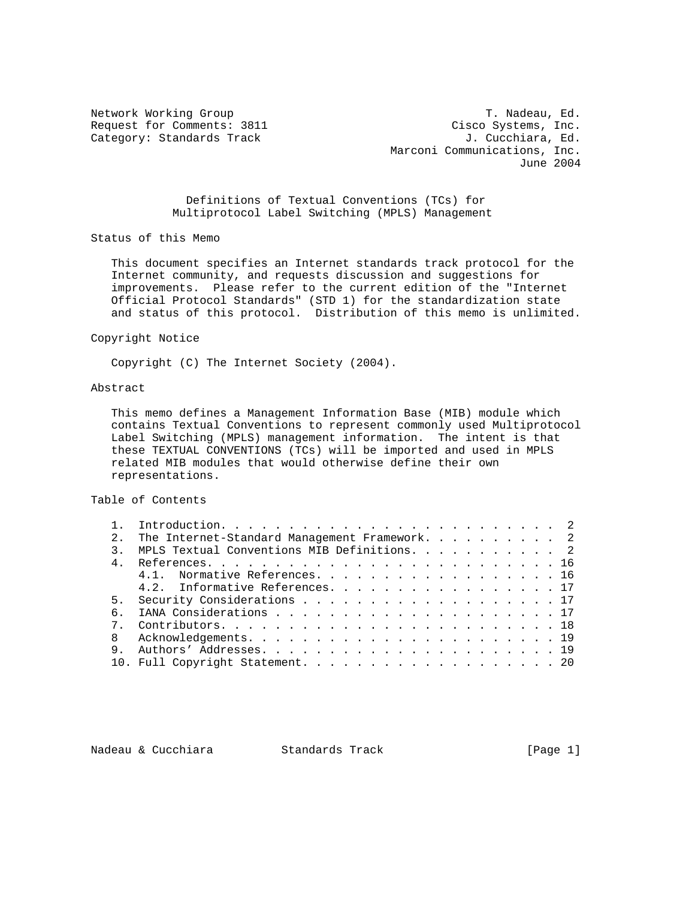Network Working Group T. Nadeau, Ed.
Request for Comments: 3811 Cisco Systems, Inc.
Category: Standards Track J. Cucchiara, Ed.
Marconi Communications, Inc.
June 2004

# Definitions of Textual Conventions (TCs) for Multiprotocol Label Switching (MPLS) Management

## Status of this Memo

This document specifies an Internet standards track protocol for the Internet community, and requests discussion and suggestions for improvements. Please refer to the current edition of the "Internet Official Protocol Standards" (STD 1) for the standardization state and status of this protocol. Distribution of this memo is unlimited.

## Copyright Notice

Copyright (C) The Internet Society (2004).

## Abstract

This memo defines a Management Information Base (MIB) module which contains Textual Conventions to represent commonly used Multiprotocol Label Switching (MPLS) management information. The intent is that these TEXTUAL CONVENTIONS (TCs) will be imported and used in MPLS related MIB modules that would otherwise define their own representations.

## Table of Contents

```
1.  Introduction. . . . . . . . . . . . . . . . . . . . . . . . .  2
2.  The Internet-Standard Management Framework. . . . . . . . . .  2
3.  MPLS Textual Conventions MIB Definitions. . . . . . . . . . .  2
4.  References. . . . . . . . . . . . . . . . . . . . . . . . . . 16
    4.1.  Normative References. . . . . . . . . . . . . . . . . . 16
    4.2.  Informative References. . . . . . . . . . . . . . . . . 17
5.  Security Considerations . . . . . . . . . . . . . . . . . . . 17
6.  IANA Considerations . . . . . . . . . . . . . . . . . . . . . 17
7.  Contributors. . . . . . . . . . . . . . . . . . . . . . . . . 18
8   Acknowledgements. . . . . . . . . . . . . . . . . . . . . . . 19
9.  Authors' Addresses. . . . . . . . . . . . . . . . . . . . . . 19
10. Full Copyright Statement. . . . . . . . . . . . . . . . . . . 20
```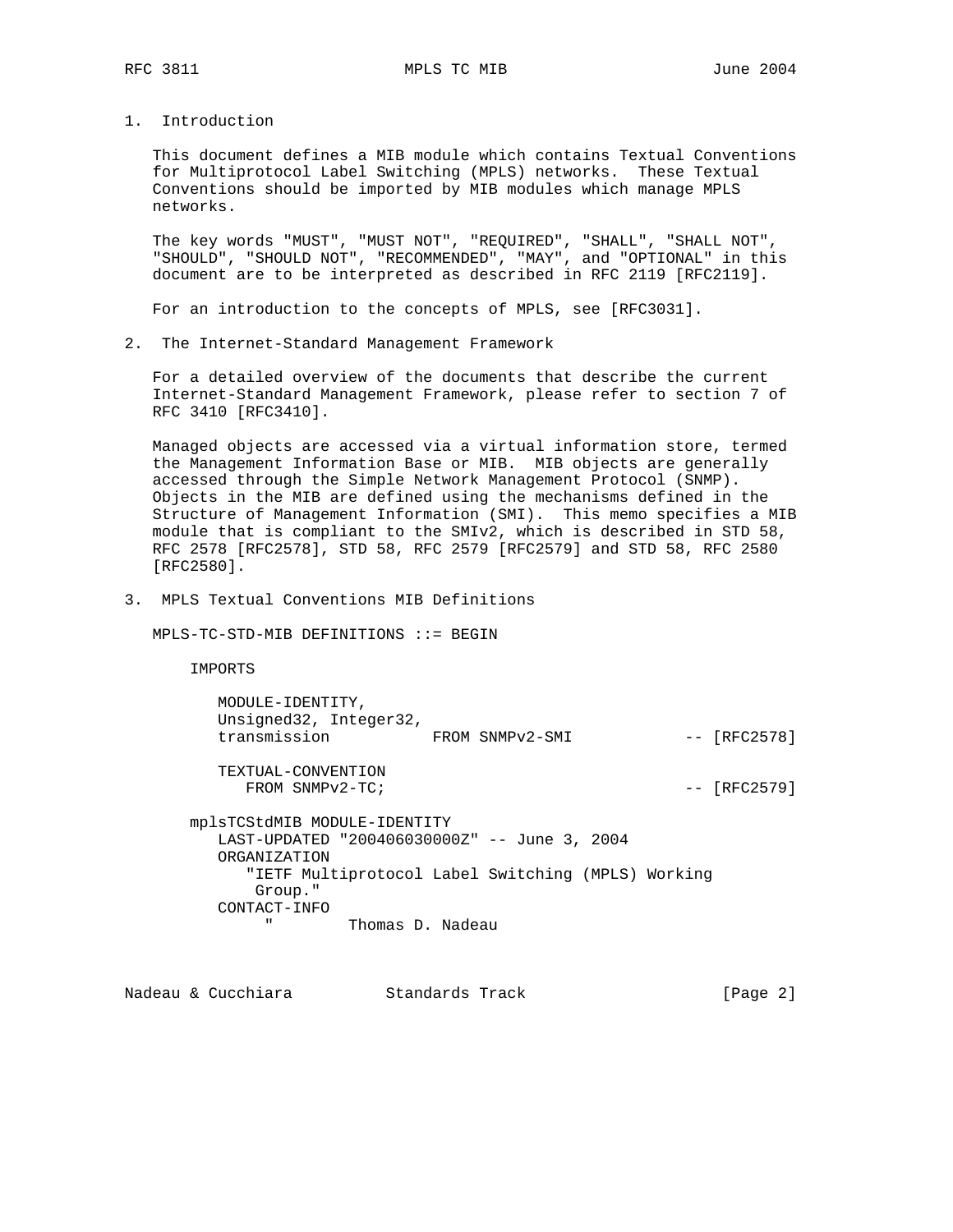## 1. Introduction

This document defines a MIB module which contains Textual Conventions for Multiprotocol Label Switching (MPLS) networks. These Textual Conventions should be imported by MIB modules which manage MPLS networks.

The key words "MUST", "MUST NOT", "REQUIRED", "SHALL", "SHALL NOT", "SHOULD", "SHOULD NOT", "RECOMMENDED", "MAY", and "OPTIONAL" in this document are to be interpreted as described in RFC 2119 [RFC2119].

For an introduction to the concepts of MPLS, see [RFC3031].

## 2. The Internet-Standard Management Framework

For a detailed overview of the documents that describe the current Internet-Standard Management Framework, please refer to section 7 of RFC 3410 [RFC3410].

Managed objects are accessed via a virtual information store, termed the Management Information Base or MIB. MIB objects are generally accessed through the Simple Network Management Protocol (SNMP). Objects in the MIB are defined using the mechanisms defined in the Structure of Management Information (SMI). This memo specifies a MIB module that is compliant to the SMIv2, which is described in STD 58, RFC 2578 [RFC2578], STD 58, RFC 2579 [RFC2579] and STD 58, RFC 2580 [RFC2580].

## 3. MPLS Textual Conventions MIB Definitions

```
MPLS-TC-STD-MIB DEFINITIONS ::= BEGIN

    IMPORTS

       MODULE-IDENTITY,
       Unsigned32, Integer32,
       transmission           FROM SNMPv2-SMI            -- [RFC2578]

       TEXTUAL-CONVENTION
          FROM SNMPv2-TC;                                -- [RFC2579]

    mplsTCStdMIB MODULE-IDENTITY
       LAST-UPDATED "200406030000Z" -- June 3, 2004
       ORGANIZATION
          "IETF Multiprotocol Label Switching (MPLS) Working
           Group."
       CONTACT-INFO
            "        Thomas D. Nadeau
```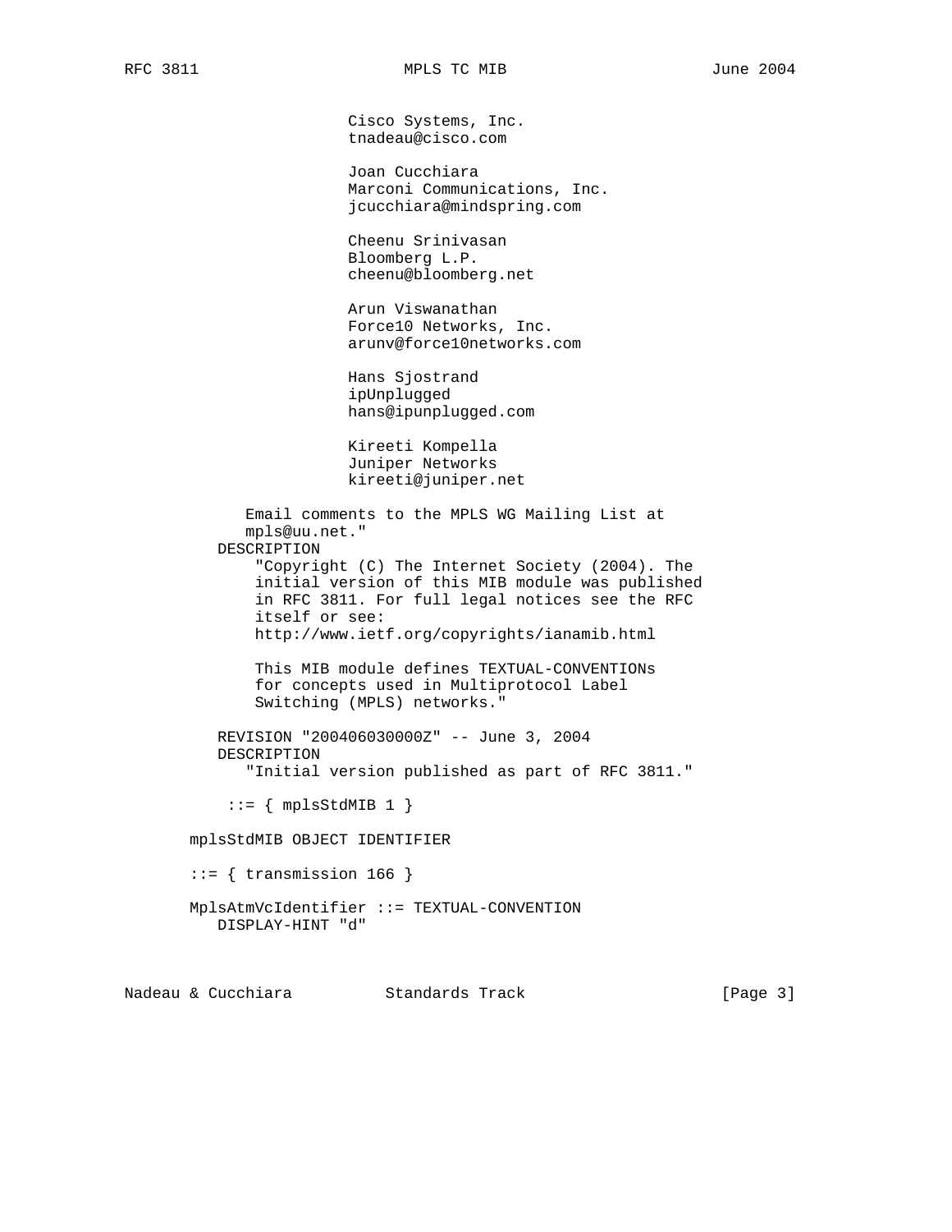```
                    Cisco Systems, Inc.
                    tnadeau@cisco.com

                    Joan Cucchiara
                    Marconi Communications, Inc.
                    jcucchiara@mindspring.com

                    Cheenu Srinivasan
                    Bloomberg L.P.
                    cheenu@bloomberg.net

                    Arun Viswanathan
                    Force10 Networks, Inc.
                    arunv@force10networks.com

                    Hans Sjostrand
                    ipUnplugged
                    hans@ipunplugged.com

                    Kireeti Kompella
                    Juniper Networks
                    kireeti@juniper.net

          Email comments to the MPLS WG Mailing List at
          mpls@uu.net."
       DESCRIPTION
           "Copyright (C) The Internet Society (2004). The
           initial version of this MIB module was published
           in RFC 3811. For full legal notices see the RFC
           itself or see:
           http://www.ietf.org/copyrights/ianamib.html

           This MIB module defines TEXTUAL-CONVENTIONs
           for concepts used in Multiprotocol Label
           Switching (MPLS) networks."

       REVISION "200406030000Z" -- June 3, 2004
       DESCRIPTION
          "Initial version published as part of RFC 3811."

        ::= { mplsStdMIB 1 }

    mplsStdMIB OBJECT IDENTIFIER

    ::= { transmission 166 }

    MplsAtmVcIdentifier ::= TEXTUAL-CONVENTION
       DISPLAY-HINT "d"
```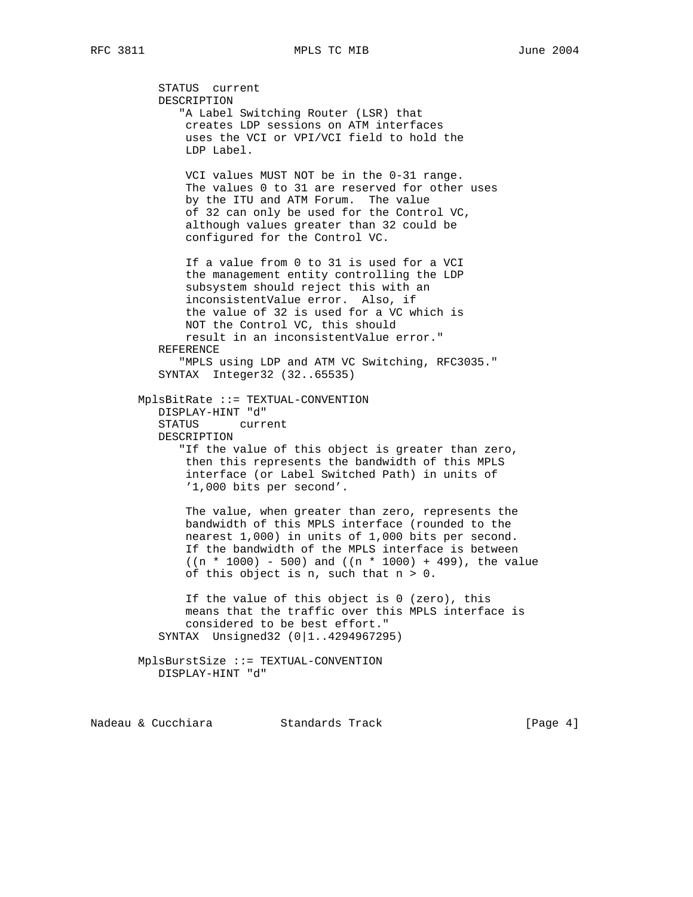```
   STATUS  current
   DESCRIPTION
      "A Label Switching Router (LSR) that
       creates LDP sessions on ATM interfaces
       uses the VCI or VPI/VCI field to hold the
       LDP Label.

       VCI values MUST NOT be in the 0-31 range.
       The values 0 to 31 are reserved for other uses
       by the ITU and ATM Forum.  The value
       of 32 can only be used for the Control VC,
       although values greater than 32 could be
       configured for the Control VC.

       If a value from 0 to 31 is used for a VCI
       the management entity controlling the LDP
       subsystem should reject this with an
       inconsistentValue error.  Also, if
       the value of 32 is used for a VC which is
       NOT the Control VC, this should
       result in an inconsistentValue error."
   REFERENCE
      "MPLS using LDP and ATM VC Switching, RFC3035."
   SYNTAX  Integer32 (32..65535)

MplsBitRate ::= TEXTUAL-CONVENTION
   DISPLAY-HINT "d"
   STATUS      current
   DESCRIPTION
      "If the value of this object is greater than zero,
       then this represents the bandwidth of this MPLS
       interface (or Label Switched Path) in units of
       '1,000 bits per second'.

       The value, when greater than zero, represents the
       bandwidth of this MPLS interface (rounded to the
       nearest 1,000) in units of 1,000 bits per second.
       If the bandwidth of the MPLS interface is between
       ((n * 1000) - 500) and ((n * 1000) + 499), the value
       of this object is n, such that n > 0.

       If the value of this object is 0 (zero), this
       means that the traffic over this MPLS interface is
       considered to be best effort."
   SYNTAX  Unsigned32 (0|1..4294967295)

MplsBurstSize ::= TEXTUAL-CONVENTION
   DISPLAY-HINT "d"
```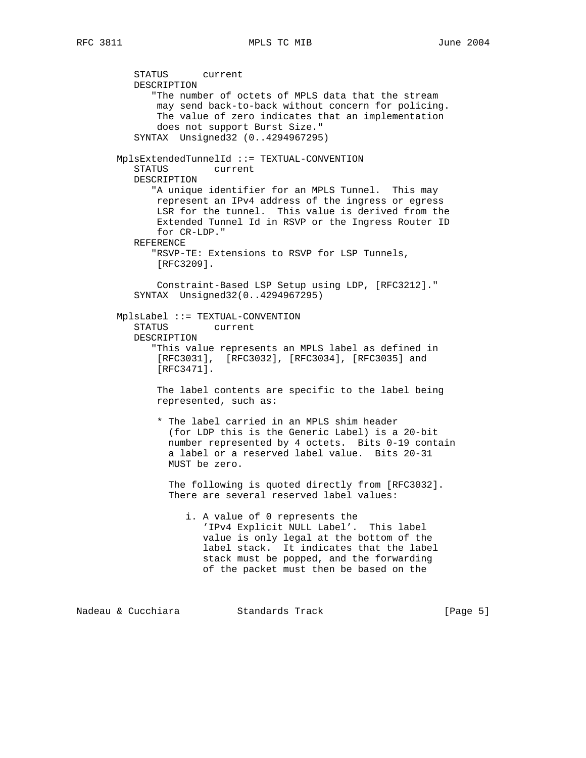```
   STATUS      current
   DESCRIPTION
      "The number of octets of MPLS data that the stream
       may send back-to-back without concern for policing.
       The value of zero indicates that an implementation
       does not support Burst Size."
   SYNTAX  Unsigned32 (0..4294967295)

MplsExtendedTunnelId ::= TEXTUAL-CONVENTION
   STATUS        current
   DESCRIPTION
      "A unique identifier for an MPLS Tunnel.  This may
       represent an IPv4 address of the ingress or egress
       LSR for the tunnel.  This value is derived from the
       Extended Tunnel Id in RSVP or the Ingress Router ID
       for CR-LDP."
   REFERENCE
      "RSVP-TE: Extensions to RSVP for LSP Tunnels,
       [RFC3209].

       Constraint-Based LSP Setup using LDP, [RFC3212]."
   SYNTAX  Unsigned32(0..4294967295)

MplsLabel ::= TEXTUAL-CONVENTION
   STATUS        current
   DESCRIPTION
      "This value represents an MPLS label as defined in
       [RFC3031],  [RFC3032], [RFC3034], [RFC3035] and
       [RFC3471].

       The label contents are specific to the label being
       represented, such as:

       * The label carried in an MPLS shim header
         (for LDP this is the Generic Label) is a 20-bit
         number represented by 4 octets.  Bits 0-19 contain
         a label or a reserved label value.  Bits 20-31
         MUST be zero.

         The following is quoted directly from [RFC3032].
         There are several reserved label values:

            i. A value of 0 represents the
               'IPv4 Explicit NULL Label'.  This label
               value is only legal at the bottom of the
               label stack.  It indicates that the label
               stack must be popped, and the forwarding
               of the packet must then be based on the
```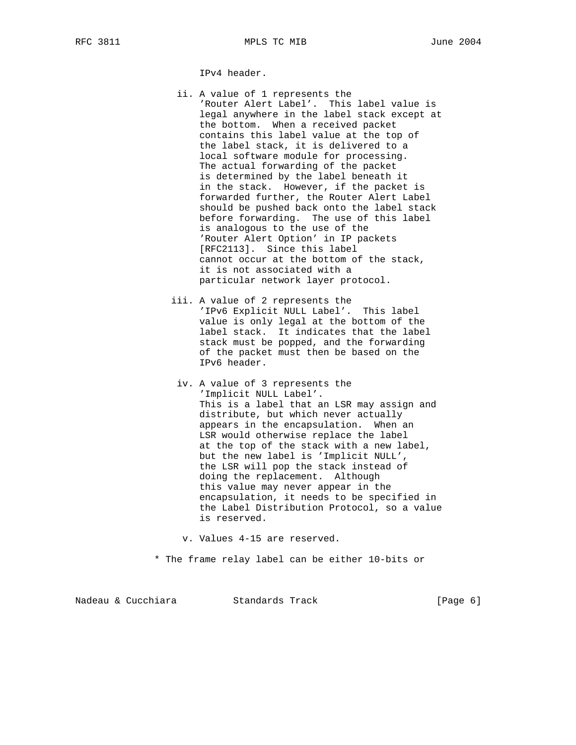IPv4 header.

ii. A value of 1 represents the 'Router Alert Label'. This label value is legal anywhere in the label stack except at the bottom. When a received packet contains this label value at the top of the label stack, it is delivered to a local software module for processing. The actual forwarding of the packet is determined by the label beneath it in the stack. However, if the packet is forwarded further, the Router Alert Label should be pushed back onto the label stack before forwarding. The use of this label is analogous to the use of the 'Router Alert Option' in IP packets [RFC2113]. Since this label cannot occur at the bottom of the stack, it is not associated with a particular network layer protocol.

iii. A value of 2 represents the 'IPv6 Explicit NULL Label'. This label value is only legal at the bottom of the label stack. It indicates that the label stack must be popped, and the forwarding of the packet must then be based on the IPv6 header.

iv. A value of 3 represents the 'Implicit NULL Label'. This is a label that an LSR may assign and distribute, but which never actually appears in the encapsulation. When an LSR would otherwise replace the label at the top of the stack with a new label, but the new label is 'Implicit NULL', the LSR will pop the stack instead of doing the replacement. Although this value may never appear in the encapsulation, it needs to be specified in the Label Distribution Protocol, so a value is reserved.

v. Values 4-15 are reserved.

* The frame relay label can be either 10-bits or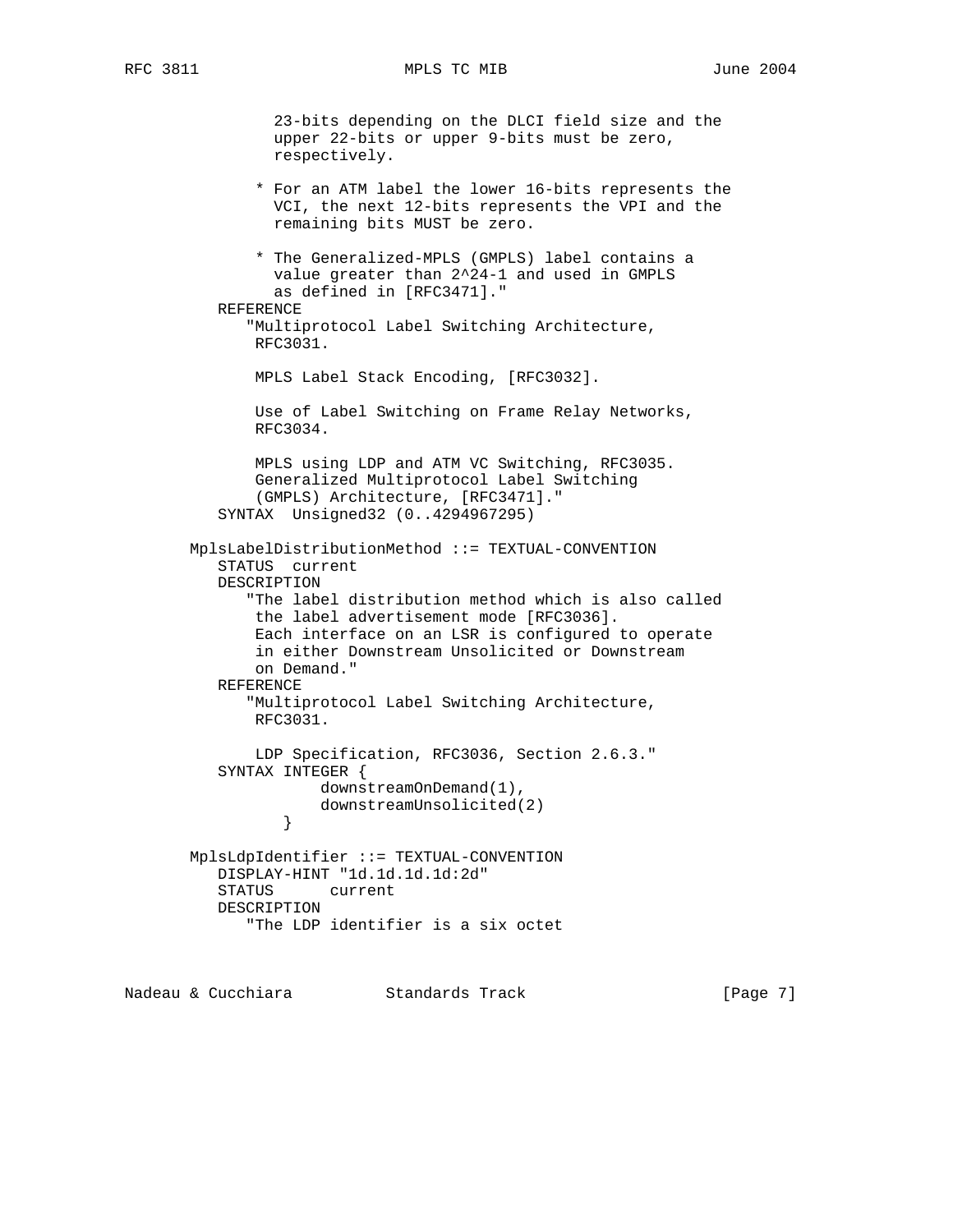```
             23-bits depending on the DLCI field size and the
             upper 22-bits or upper 9-bits must be zero,
             respectively.

           * For an ATM label the lower 16-bits represents the
             VCI, the next 12-bits represents the VPI and the
             remaining bits MUST be zero.

           * The Generalized-MPLS (GMPLS) label contains a
             value greater than 2^24-1 and used in GMPLS
             as defined in [RFC3471]."
      REFERENCE
         "Multiprotocol Label Switching Architecture,
          RFC3031.

          MPLS Label Stack Encoding, [RFC3032].

          Use of Label Switching on Frame Relay Networks,
          RFC3034.

          MPLS using LDP and ATM VC Switching, RFC3035.
          Generalized Multiprotocol Label Switching
          (GMPLS) Architecture, [RFC3471]."
      SYNTAX  Unsigned32 (0..4294967295)

   MplsLabelDistributionMethod ::= TEXTUAL-CONVENTION
      STATUS  current
      DESCRIPTION
         "The label distribution method which is also called
          the label advertisement mode [RFC3036].
          Each interface on an LSR is configured to operate
          in either Downstream Unsolicited or Downstream
          on Demand."
      REFERENCE
         "Multiprotocol Label Switching Architecture,
          RFC3031.

          LDP Specification, RFC3036, Section 2.6.3."
      SYNTAX INTEGER {
               downstreamOnDemand(1),
               downstreamUnsolicited(2)
           }

   MplsLdpIdentifier ::= TEXTUAL-CONVENTION
      DISPLAY-HINT "1d.1d.1d.1d:2d"
      STATUS      current
      DESCRIPTION
         "The LDP identifier is a six octet
```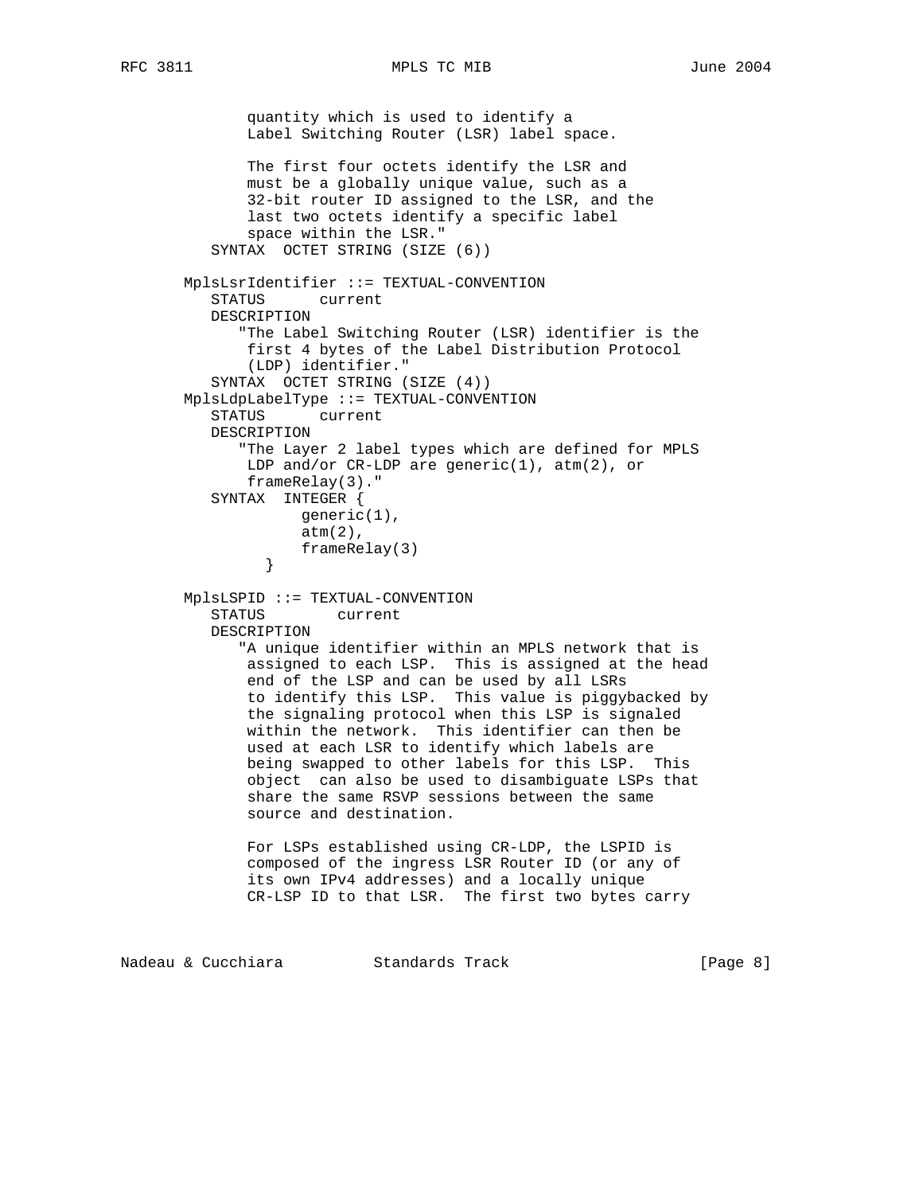```
             quantity which is used to identify a
             Label Switching Router (LSR) label space.

             The first four octets identify the LSR and
             must be a globally unique value, such as a
             32-bit router ID assigned to the LSR, and the
             last two octets identify a specific label
             space within the LSR."
         SYNTAX  OCTET STRING (SIZE (6))

      MplsLsrIdentifier ::= TEXTUAL-CONVENTION
         STATUS      current
         DESCRIPTION
            "The Label Switching Router (LSR) identifier is the
             first 4 bytes of the Label Distribution Protocol
             (LDP) identifier."
         SYNTAX  OCTET STRING (SIZE (4))
      MplsLdpLabelType ::= TEXTUAL-CONVENTION
         STATUS      current
         DESCRIPTION
            "The Layer 2 label types which are defined for MPLS
             LDP and/or CR-LDP are generic(1), atm(2), or
             frameRelay(3)."
         SYNTAX  INTEGER {
                   generic(1),
                   atm(2),
                   frameRelay(3)
               }

      MplsLSPID ::= TEXTUAL-CONVENTION
         STATUS        current
         DESCRIPTION
            "A unique identifier within an MPLS network that is
             assigned to each LSP.  This is assigned at the head
             end of the LSP and can be used by all LSRs
             to identify this LSP.  This value is piggybacked by
             the signaling protocol when this LSP is signaled
             within the network.  This identifier can then be
             used at each LSR to identify which labels are
             being swapped to other labels for this LSP.  This
             object  can also be used to disambiguate LSPs that
             share the same RSVP sessions between the same
             source and destination.

             For LSPs established using CR-LDP, the LSPID is
             composed of the ingress LSR Router ID (or any of
             its own IPv4 addresses) and a locally unique
             CR-LSP ID to that LSR.  The first two bytes carry
```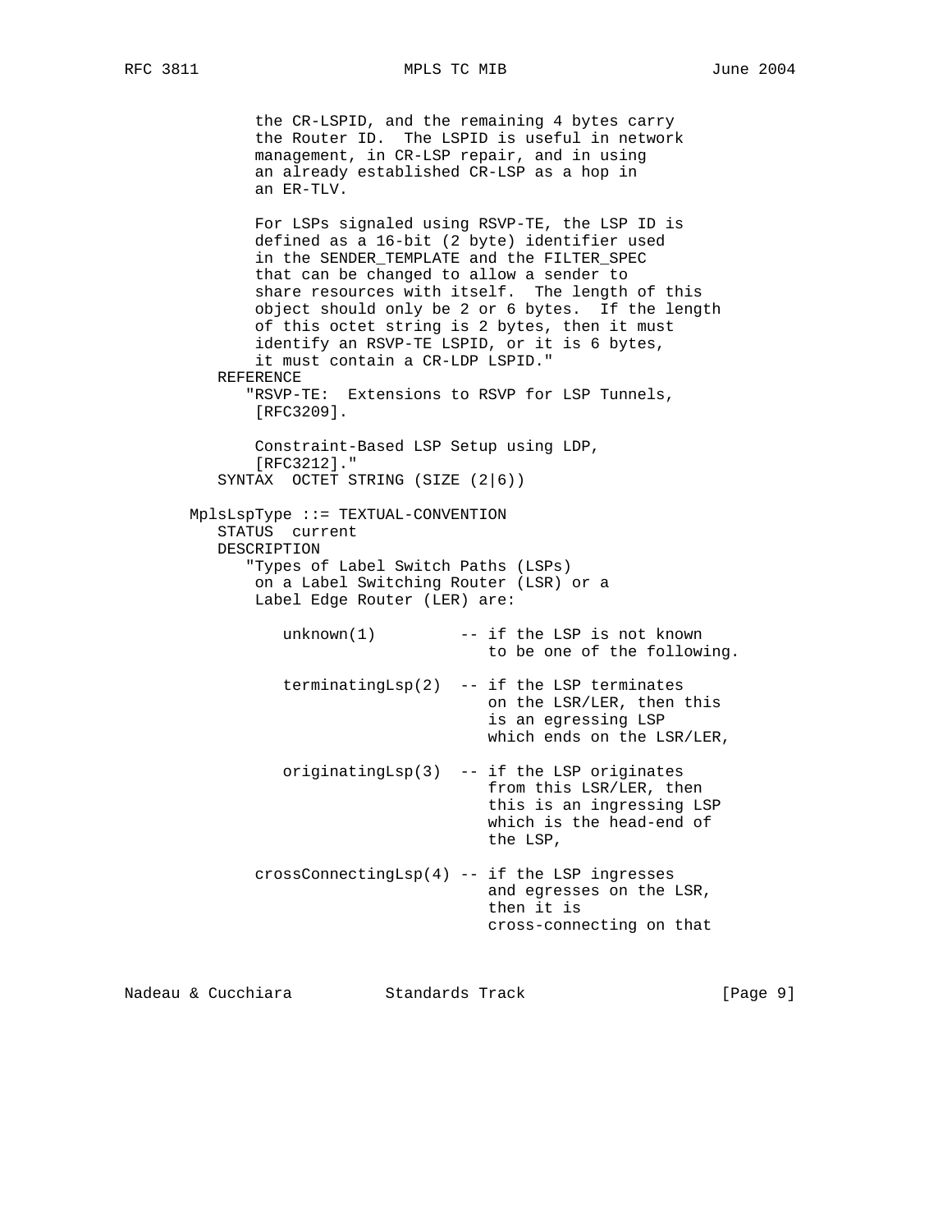```
            the CR-LSPID, and the remaining 4 bytes carry
            the Router ID.  The LSPID is useful in network
            management, in CR-LSP repair, and in using
            an already established CR-LSP as a hop in
            an ER-TLV.

            For LSPs signaled using RSVP-TE, the LSP ID is
            defined as a 16-bit (2 byte) identifier used
            in the SENDER_TEMPLATE and the FILTER_SPEC
            that can be changed to allow a sender to
            share resources with itself.  The length of this
            object should only be 2 or 6 bytes.  If the length
            of this octet string is 2 bytes, then it must
            identify an RSVP-TE LSPID, or it is 6 bytes,
            it must contain a CR-LDP LSPID."
        REFERENCE
           "RSVP-TE:  Extensions to RSVP for LSP Tunnels,
            [RFC3209].

            Constraint-Based LSP Setup using LDP,
            [RFC3212]."
        SYNTAX  OCTET STRING (SIZE (2|6))

     MplsLspType ::= TEXTUAL-CONVENTION
        STATUS  current
        DESCRIPTION
           "Types of Label Switch Paths (LSPs)
            on a Label Switching Router (LSR) or a
            Label Edge Router (LER) are:

               unknown(1)         -- if the LSP is not known
                                     to be one of the following.

               terminatingLsp(2)  -- if the LSP terminates
                                     on the LSR/LER, then this
                                     is an egressing LSP
                                     which ends on the LSR/LER,

               originatingLsp(3)  -- if the LSP originates
                                     from this LSR/LER, then
                                     this is an ingressing LSP
                                     which is the head-end of
                                     the LSP,

            crossConnectingLsp(4) -- if the LSP ingresses
                                     and egresses on the LSR,
                                     then it is
                                     cross-connecting on that
```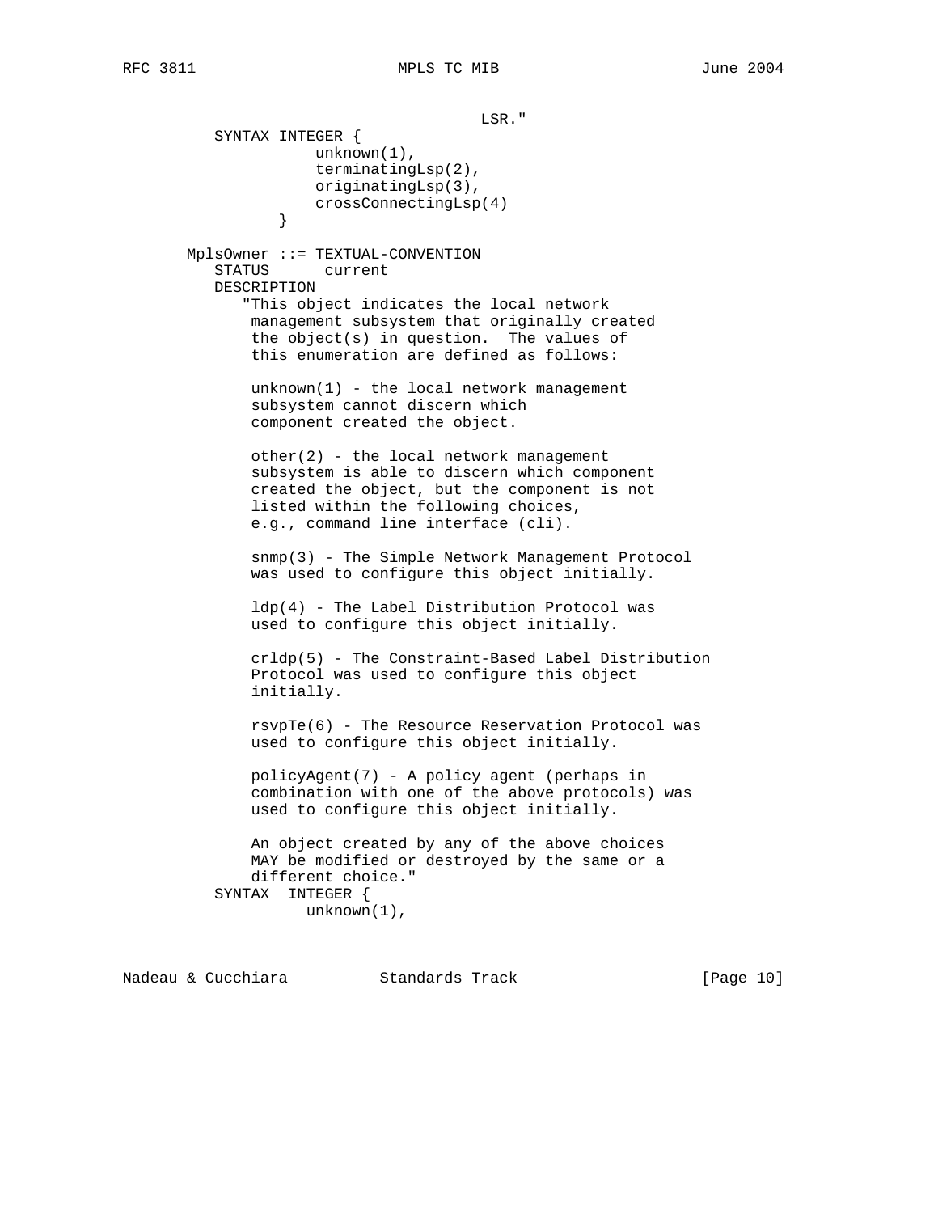```
                                  LSR."
          SYNTAX INTEGER {
                    unknown(1),
                    terminatingLsp(2),
                    originatingLsp(3),
                    crossConnectingLsp(4)
                }

       MplsOwner ::= TEXTUAL-CONVENTION
          STATUS      current
          DESCRIPTION
             "This object indicates the local network
              management subsystem that originally created
              the object(s) in question.  The values of
              this enumeration are defined as follows:

              unknown(1) - the local network management
              subsystem cannot discern which
              component created the object.

              other(2) - the local network management
              subsystem is able to discern which component
              created the object, but the component is not
              listed within the following choices,
              e.g., command line interface (cli).

              snmp(3) - The Simple Network Management Protocol
              was used to configure this object initially.

              ldp(4) - The Label Distribution Protocol was
              used to configure this object initially.

              crldp(5) - The Constraint-Based Label Distribution
              Protocol was used to configure this object
              initially.

              rsvpTe(6) - The Resource Reservation Protocol was
              used to configure this object initially.

              policyAgent(7) - A policy agent (perhaps in
              combination with one of the above protocols) was
              used to configure this object initially.

              An object created by any of the above choices
              MAY be modified or destroyed by the same or a
              different choice."
          SYNTAX  INTEGER {
                   unknown(1),
```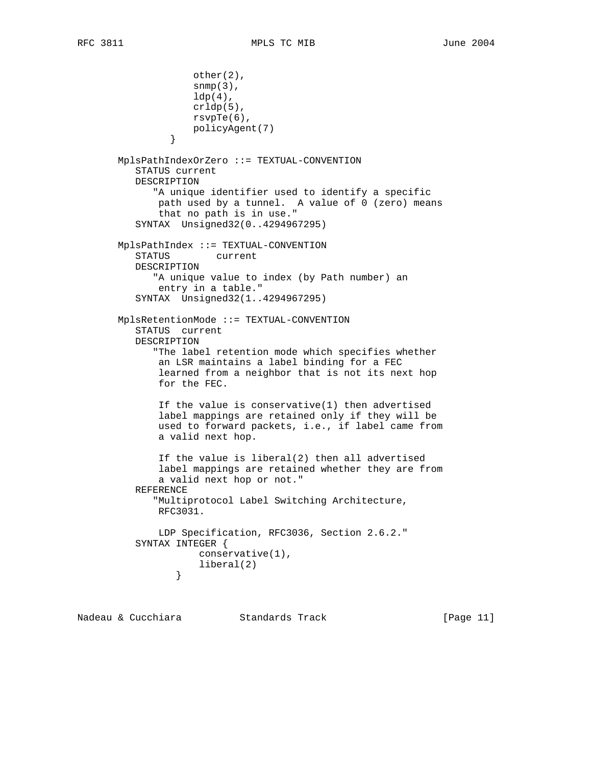```
                  other(2),
                  snmp(3),
                  ldp(4),
                  crldp(5),
                  rsvpTe(6),
                  policyAgent(7)
              }

      MplsPathIndexOrZero ::= TEXTUAL-CONVENTION
         STATUS current
         DESCRIPTION
            "A unique identifier used to identify a specific
             path used by a tunnel.  A value of 0 (zero) means
             that no path is in use."
         SYNTAX  Unsigned32(0..4294967295)

      MplsPathIndex ::= TEXTUAL-CONVENTION
         STATUS        current
         DESCRIPTION
            "A unique value to index (by Path number) an
             entry in a table."
         SYNTAX  Unsigned32(1..4294967295)

      MplsRetentionMode ::= TEXTUAL-CONVENTION
         STATUS  current
         DESCRIPTION
            "The label retention mode which specifies whether
             an LSR maintains a label binding for a FEC
             learned from a neighbor that is not its next hop
             for the FEC.

             If the value is conservative(1) then advertised
             label mappings are retained only if they will be
             used to forward packets, i.e., if label came from
             a valid next hop.

             If the value is liberal(2) then all advertised
             label mappings are retained whether they are from
             a valid next hop or not."
         REFERENCE
            "Multiprotocol Label Switching Architecture,
             RFC3031.

             LDP Specification, RFC3036, Section 2.6.2."
         SYNTAX INTEGER {
                   conservative(1),
                   liberal(2)
               }
```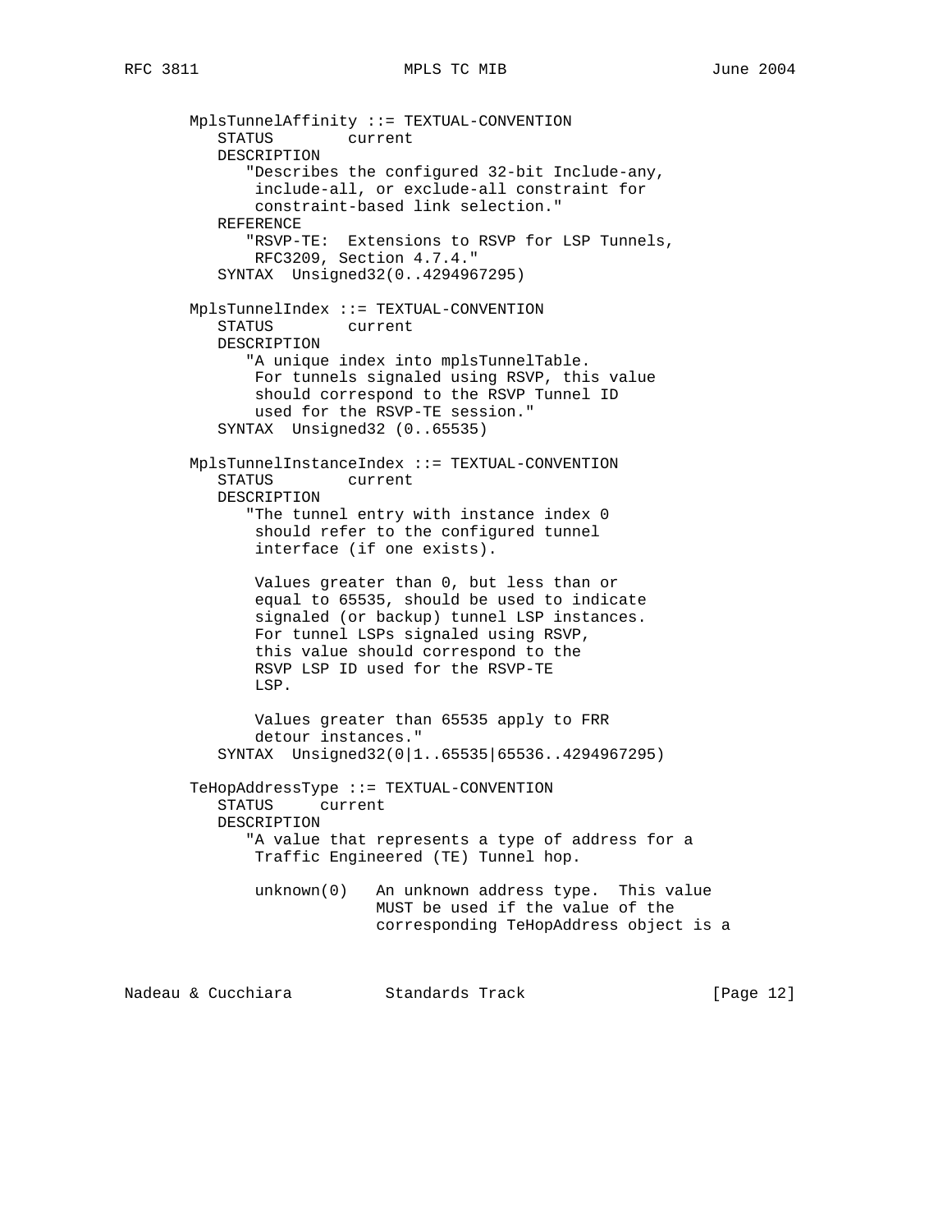```
   MplsTunnelAffinity ::= TEXTUAL-CONVENTION
      STATUS        current
      DESCRIPTION
         "Describes the configured 32-bit Include-any,
          include-all, or exclude-all constraint for
          constraint-based link selection."
      REFERENCE
         "RSVP-TE:  Extensions to RSVP for LSP Tunnels,
          RFC3209, Section 4.7.4."
      SYNTAX  Unsigned32(0..4294967295)

   MplsTunnelIndex ::= TEXTUAL-CONVENTION
      STATUS        current
      DESCRIPTION
         "A unique index into mplsTunnelTable.
          For tunnels signaled using RSVP, this value
          should correspond to the RSVP Tunnel ID
          used for the RSVP-TE session."
      SYNTAX  Unsigned32 (0..65535)

   MplsTunnelInstanceIndex ::= TEXTUAL-CONVENTION
      STATUS        current
      DESCRIPTION
         "The tunnel entry with instance index 0
          should refer to the configured tunnel
          interface (if one exists).

          Values greater than 0, but less than or
          equal to 65535, should be used to indicate
          signaled (or backup) tunnel LSP instances.
          For tunnel LSPs signaled using RSVP,
          this value should correspond to the
          RSVP LSP ID used for the RSVP-TE
          LSP.

          Values greater than 65535 apply to FRR
          detour instances."
      SYNTAX  Unsigned32(0|1..65535|65536..4294967295)

   TeHopAddressType ::= TEXTUAL-CONVENTION
      STATUS     current
      DESCRIPTION
         "A value that represents a type of address for a
          Traffic Engineered (TE) Tunnel hop.

          unknown(0)   An unknown address type.  This value
                       MUST be used if the value of the
                       corresponding TeHopAddress object is a
```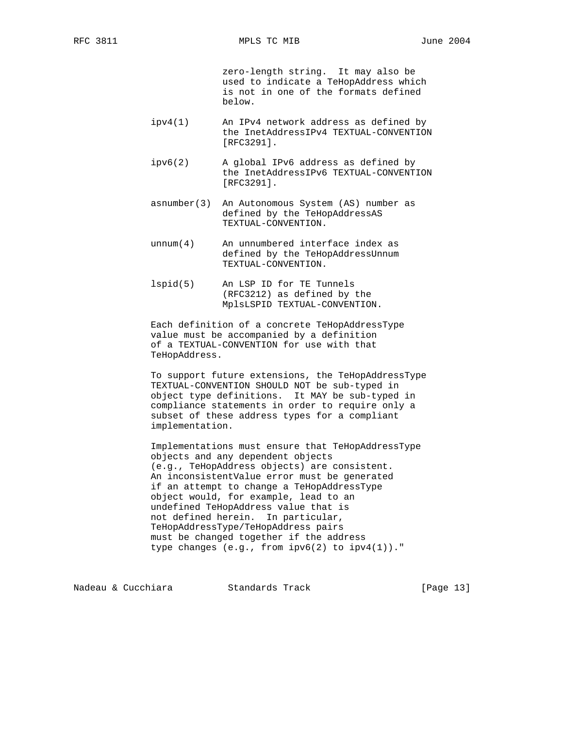```
                zero-length string.  It may also be
                used to indicate a TeHopAddress which
                is not in one of the formats defined
                below.

   ipv4(1)      An IPv4 network address as defined by
                the InetAddressIPv4 TEXTUAL-CONVENTION
                [RFC3291].

   ipv6(2)      A global IPv6 address as defined by
                the InetAddressIPv6 TEXTUAL-CONVENTION
                [RFC3291].

   asnumber(3)  An Autonomous System (AS) number as
                defined by the TeHopAddressAS
                TEXTUAL-CONVENTION.

   unnum(4)     An unnumbered interface index as
                defined by the TeHopAddressUnnum
                TEXTUAL-CONVENTION.

   lspid(5)     An LSP ID for TE Tunnels
                (RFC3212) as defined by the
                MplsLSPID TEXTUAL-CONVENTION.

   Each definition of a concrete TeHopAddressType
   value must be accompanied by a definition
   of a TEXTUAL-CONVENTION for use with that
   TeHopAddress.

   To support future extensions, the TeHopAddressType
   TEXTUAL-CONVENTION SHOULD NOT be sub-typed in
   object type definitions.  It MAY be sub-typed in
   compliance statements in order to require only a
   subset of these address types for a compliant
   implementation.

   Implementations must ensure that TeHopAddressType
   objects and any dependent objects
   (e.g., TeHopAddress objects) are consistent.
   An inconsistentValue error must be generated
   if an attempt to change a TeHopAddressType
   object would, for example, lead to an
   undefined TeHopAddress value that is
   not defined herein.  In particular,
   TeHopAddressType/TeHopAddress pairs
   must be changed together if the address
   type changes (e.g., from ipv6(2) to ipv4(1))."
```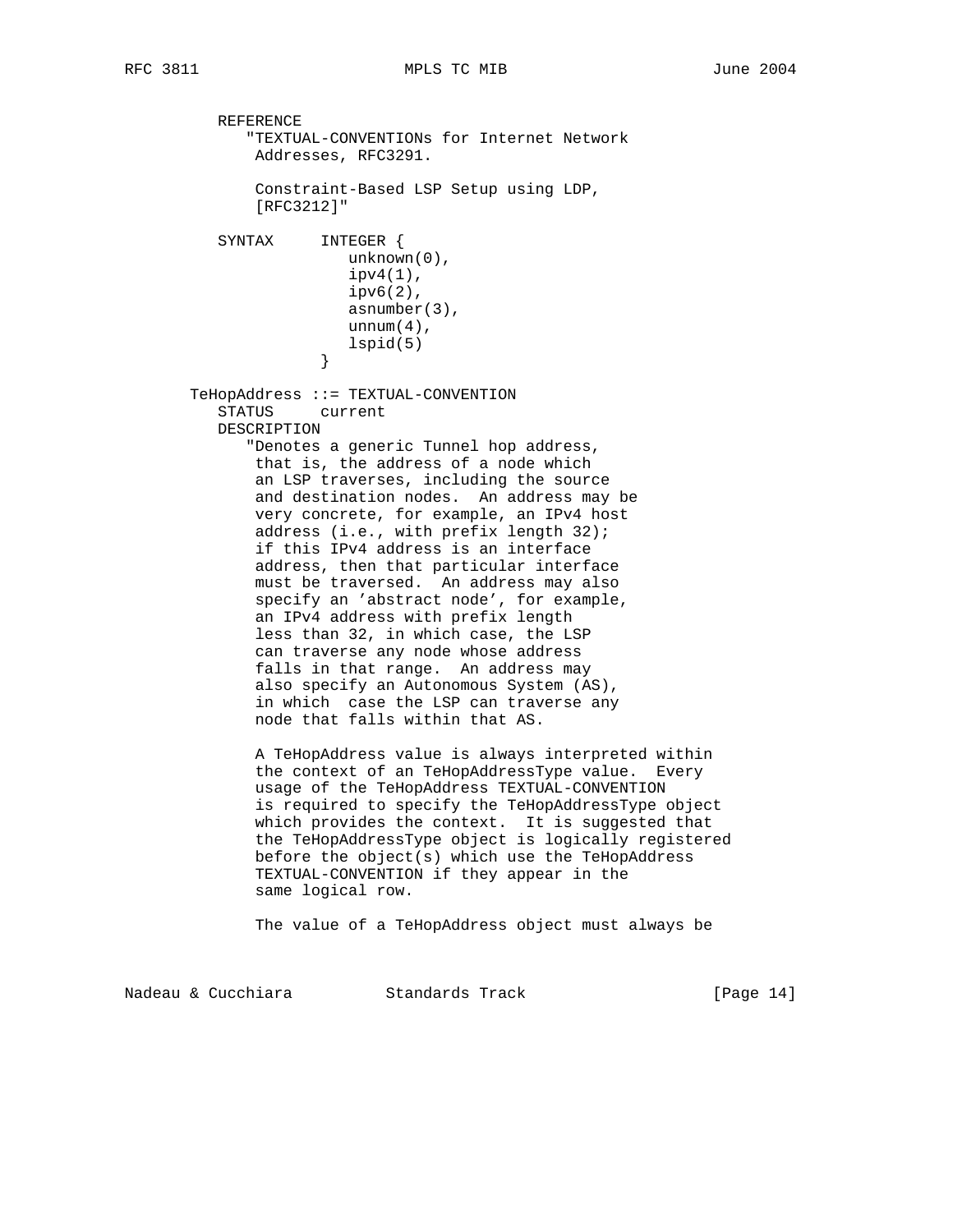```
          REFERENCE
             "TEXTUAL-CONVENTIONs for Internet Network
              Addresses, RFC3291.

              Constraint-Based LSP Setup using LDP,
              [RFC3212]"

          SYNTAX     INTEGER {
                        unknown(0),
                        ipv4(1),
                        ipv6(2),
                        asnumber(3),
                        unnum(4),
                        lspid(5)
                     }

       TeHopAddress ::= TEXTUAL-CONVENTION
          STATUS     current
          DESCRIPTION
             "Denotes a generic Tunnel hop address,
              that is, the address of a node which
              an LSP traverses, including the source
              and destination nodes.  An address may be
              very concrete, for example, an IPv4 host
              address (i.e., with prefix length 32);
              if this IPv4 address is an interface
              address, then that particular interface
              must be traversed.  An address may also
              specify an 'abstract node', for example,
              an IPv4 address with prefix length
              less than 32, in which case, the LSP
              can traverse any node whose address
              falls in that range.  An address may
              also specify an Autonomous System (AS),
              in which  case the LSP can traverse any
              node that falls within that AS.

              A TeHopAddress value is always interpreted within
              the context of an TeHopAddressType value.  Every
              usage of the TeHopAddress TEXTUAL-CONVENTION
              is required to specify the TeHopAddressType object
              which provides the context.  It is suggested that
              the TeHopAddressType object is logically registered
              before the object(s) which use the TeHopAddress
              TEXTUAL-CONVENTION if they appear in the
              same logical row.

              The value of a TeHopAddress object must always be
```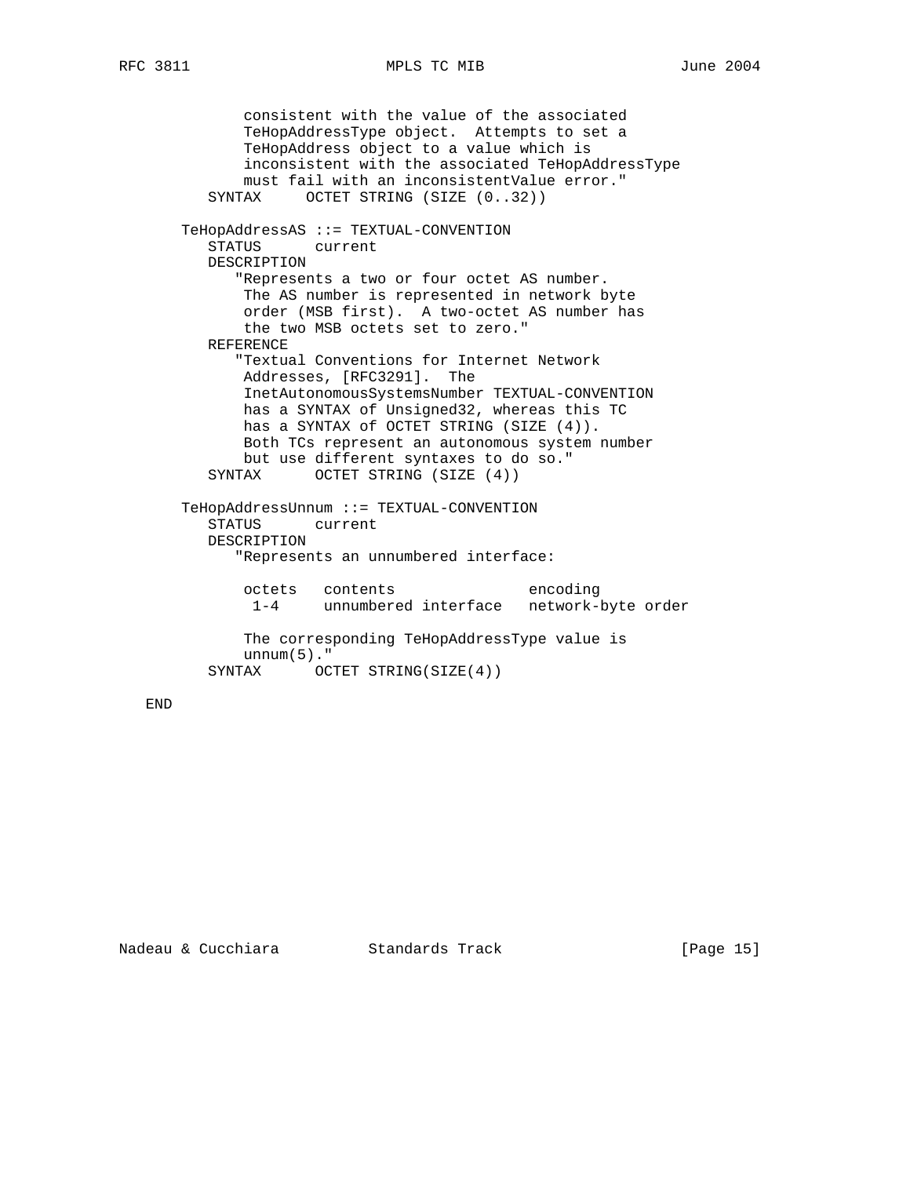```
            consistent with the value of the associated
            TeHopAddressType object.  Attempts to set a
            TeHopAddress object to a value which is
            inconsistent with the associated TeHopAddressType
            must fail with an inconsistentValue error."
        SYNTAX     OCTET STRING (SIZE (0..32))

     TeHopAddressAS ::= TEXTUAL-CONVENTION
        STATUS      current
        DESCRIPTION
           "Represents a two or four octet AS number.
            The AS number is represented in network byte
            order (MSB first).  A two-octet AS number has
            the two MSB octets set to zero."
        REFERENCE
           "Textual Conventions for Internet Network
            Addresses, [RFC3291].  The
            InetAutonomousSystemsNumber TEXTUAL-CONVENTION
            has a SYNTAX of Unsigned32, whereas this TC
            has a SYNTAX of OCTET STRING (SIZE (4)).
            Both TCs represent an autonomous system number
            but use different syntaxes to do so."
        SYNTAX      OCTET STRING (SIZE (4))

     TeHopAddressUnnum ::= TEXTUAL-CONVENTION
        STATUS      current
        DESCRIPTION
           "Represents an unnumbered interface:

            octets   contents               encoding
             1-4     unnumbered interface   network-byte order

            The corresponding TeHopAddressType value is
            unnum(5)."
        SYNTAX      OCTET STRING(SIZE(4))

  END
```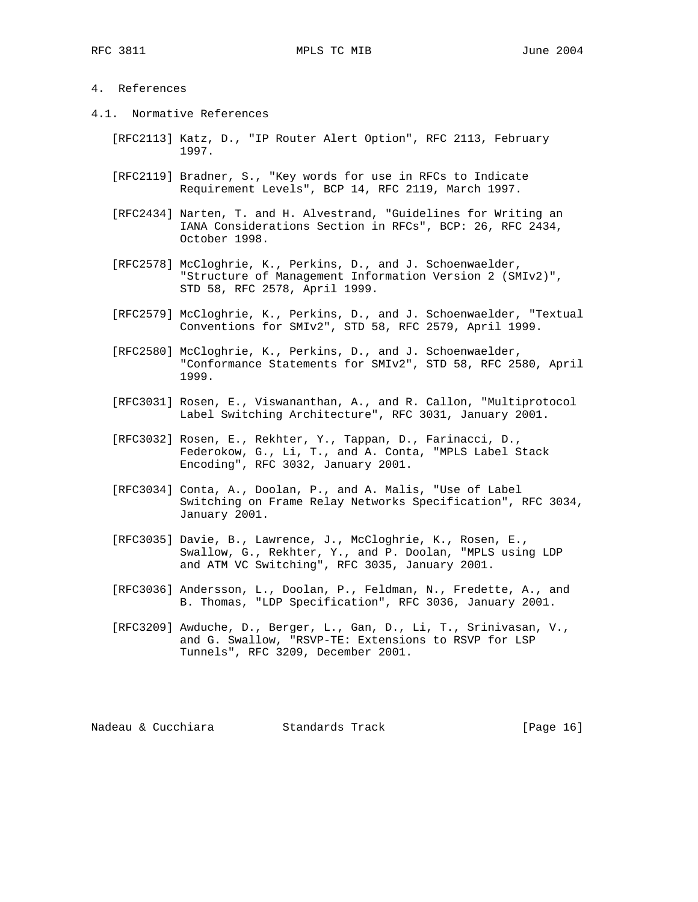# 4. References

## 4.1. Normative References

[RFC2113] Katz, D., "IP Router Alert Option", RFC 2113, February 1997.

[RFC2119] Bradner, S., "Key words for use in RFCs to Indicate Requirement Levels", BCP 14, RFC 2119, March 1997.

[RFC2434] Narten, T. and H. Alvestrand, "Guidelines for Writing an IANA Considerations Section in RFCs", BCP: 26, RFC 2434, October 1998.

[RFC2578] McCloghrie, K., Perkins, D., and J. Schoenwaelder, "Structure of Management Information Version 2 (SMIv2)", STD 58, RFC 2578, April 1999.

[RFC2579] McCloghrie, K., Perkins, D., and J. Schoenwaelder, "Textual Conventions for SMIv2", STD 58, RFC 2579, April 1999.

[RFC2580] McCloghrie, K., Perkins, D., and J. Schoenwaelder, "Conformance Statements for SMIv2", STD 58, RFC 2580, April 1999.

[RFC3031] Rosen, E., Viswananthan, A., and R. Callon, "Multiprotocol Label Switching Architecture", RFC 3031, January 2001.

[RFC3032] Rosen, E., Rekhter, Y., Tappan, D., Farinacci, D., Federokow, G., Li, T., and A. Conta, "MPLS Label Stack Encoding", RFC 3032, January 2001.

[RFC3034] Conta, A., Doolan, P., and A. Malis, "Use of Label Switching on Frame Relay Networks Specification", RFC 3034, January 2001.

[RFC3035] Davie, B., Lawrence, J., McCloghrie, K., Rosen, E., Swallow, G., Rekhter, Y., and P. Doolan, "MPLS using LDP and ATM VC Switching", RFC 3035, January 2001.

[RFC3036] Andersson, L., Doolan, P., Feldman, N., Fredette, A., and B. Thomas, "LDP Specification", RFC 3036, January 2001.

[RFC3209] Awduche, D., Berger, L., Gan, D., Li, T., Srinivasan, V., and G. Swallow, "RSVP-TE: Extensions to RSVP for LSP Tunnels", RFC 3209, December 2001.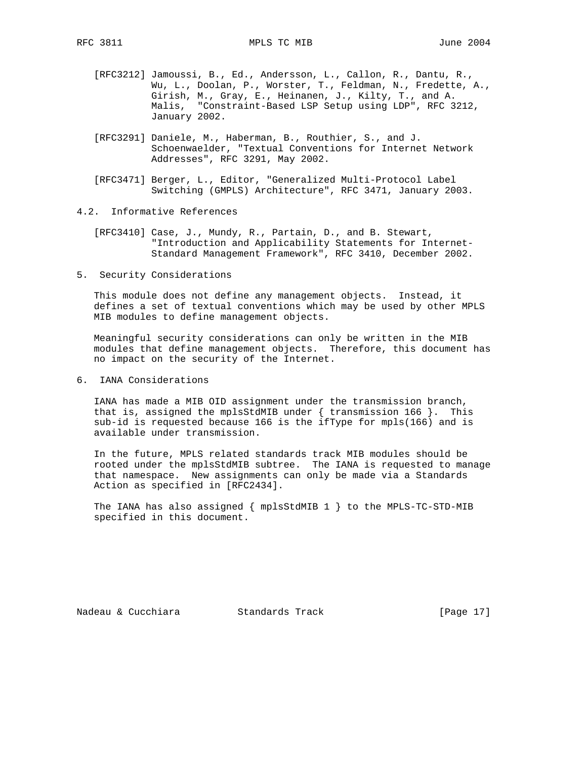[RFC3212] Jamoussi, B., Ed., Andersson, L., Callon, R., Dantu, R., Wu, L., Doolan, P., Worster, T., Feldman, N., Fredette, A., Girish, M., Gray, E., Heinanen, J., Kilty, T., and A. Malis, "Constraint-Based LSP Setup using LDP", RFC 3212, January 2002.

[RFC3291] Daniele, M., Haberman, B., Routhier, S., and J. Schoenwaelder, "Textual Conventions for Internet Network Addresses", RFC 3291, May 2002.

[RFC3471] Berger, L., Editor, "Generalized Multi-Protocol Label Switching (GMPLS) Architecture", RFC 3471, January 2003.

### 4.2. Informative References

[RFC3410] Case, J., Mundy, R., Partain, D., and B. Stewart, "Introduction and Applicability Statements for Internet-Standard Management Framework", RFC 3410, December 2002.

## 5. Security Considerations

This module does not define any management objects. Instead, it defines a set of textual conventions which may be used by other MPLS MIB modules to define management objects.

Meaningful security considerations can only be written in the MIB modules that define management objects. Therefore, this document has no impact on the security of the Internet.

## 6. IANA Considerations

IANA has made a MIB OID assignment under the transmission branch, that is, assigned the mplsStdMIB under { transmission 166 }. This sub-id is requested because 166 is the ifType for mpls(166) and is available under transmission.

In the future, MPLS related standards track MIB modules should be rooted under the mplsStdMIB subtree. The IANA is requested to manage that namespace. New assignments can only be made via a Standards Action as specified in [RFC2434].

The IANA has also assigned { mplsStdMIB 1 } to the MPLS-TC-STD-MIB specified in this document.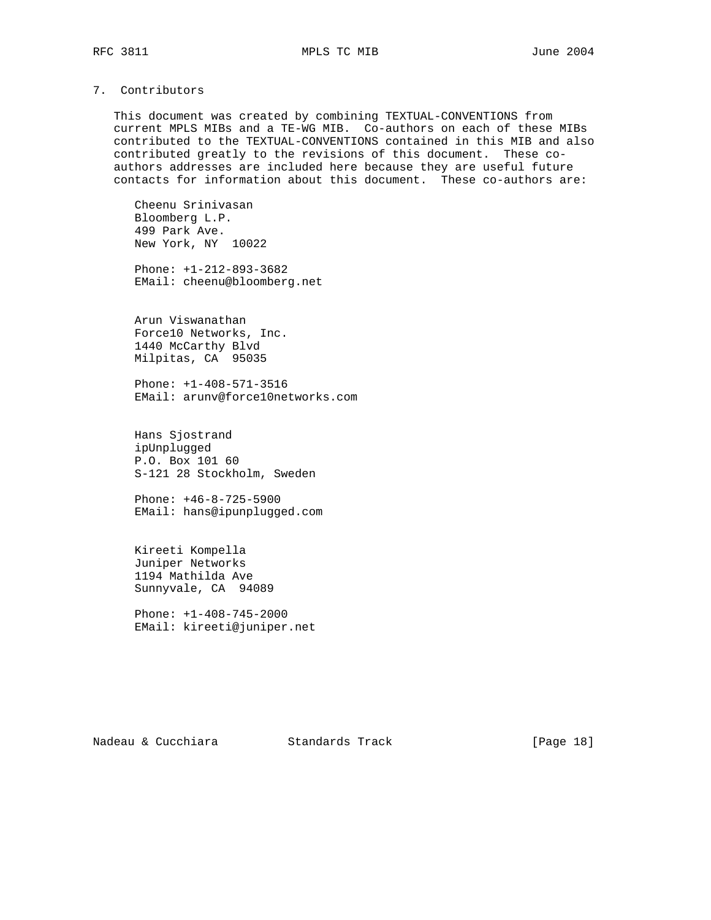## 7. Contributors

This document was created by combining TEXTUAL-CONVENTIONS from current MPLS MIBs and a TE-WG MIB. Co-authors on each of these MIBs contributed to the TEXTUAL-CONVENTIONS contained in this MIB and also contributed greatly to the revisions of this document. These co-authors addresses are included here because they are useful future contacts for information about this document. These co-authors are:

Cheenu Srinivasan
Bloomberg L.P.
499 Park Ave.
New York, NY 10022

Phone: +1-212-893-3682
EMail: cheenu@bloomberg.net

Arun Viswanathan
Force10 Networks, Inc.
1440 McCarthy Blvd
Milpitas, CA 95035

Phone: +1-408-571-3516
EMail: arunv@force10networks.com

Hans Sjostrand
ipUnplugged
P.O. Box 101 60
S-121 28 Stockholm, Sweden

Phone: +46-8-725-5900
EMail: hans@ipunplugged.com

Kireeti Kompella
Juniper Networks
1194 Mathilda Ave
Sunnyvale, CA 94089

Phone: +1-408-745-2000
EMail: kireeti@juniper.net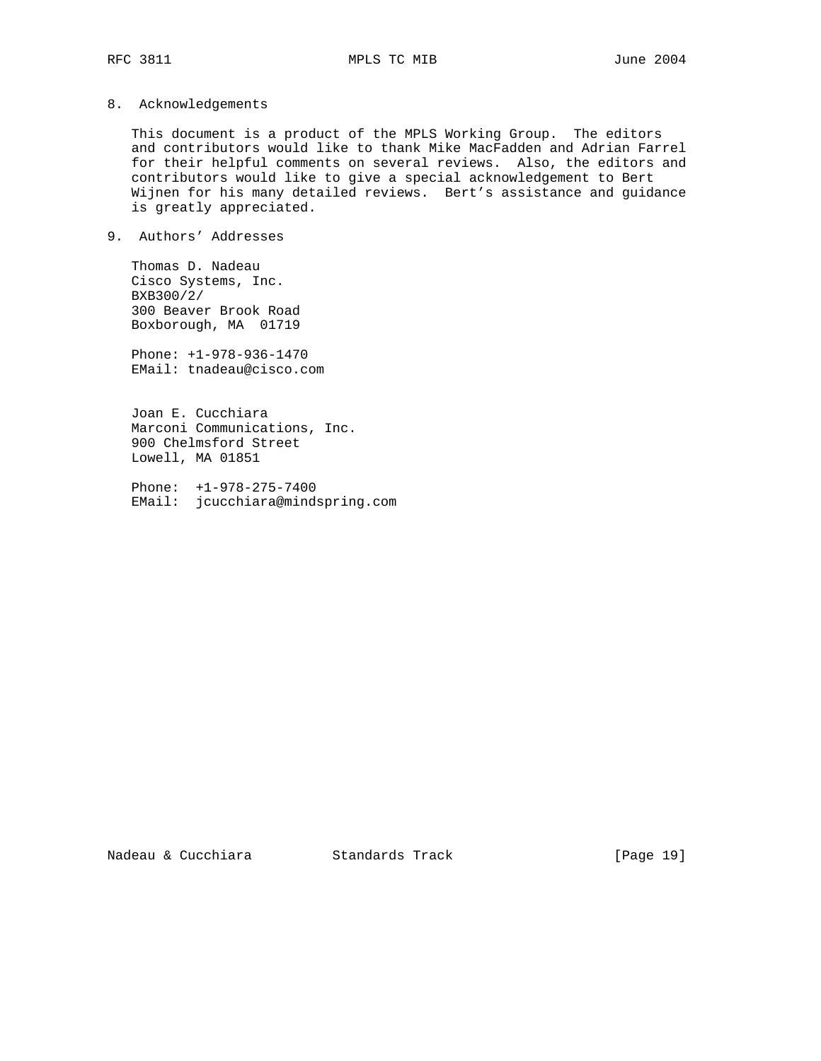## 8. Acknowledgements

This document is a product of the MPLS Working Group. The editors and contributors would like to thank Mike MacFadden and Adrian Farrel for their helpful comments on several reviews. Also, the editors and contributors would like to give a special acknowledgement to Bert Wijnen for his many detailed reviews. Bert's assistance and guidance is greatly appreciated.

## 9. Authors' Addresses

Thomas D. Nadeau
Cisco Systems, Inc.
BXB300/2/
300 Beaver Brook Road
Boxborough, MA 01719

Phone: +1-978-936-1470
EMail: tnadeau@cisco.com

Joan E. Cucchiara
Marconi Communications, Inc.
900 Chelmsford Street
Lowell, MA 01851

Phone: +1-978-275-7400
EMail: jcucchiara@mindspring.com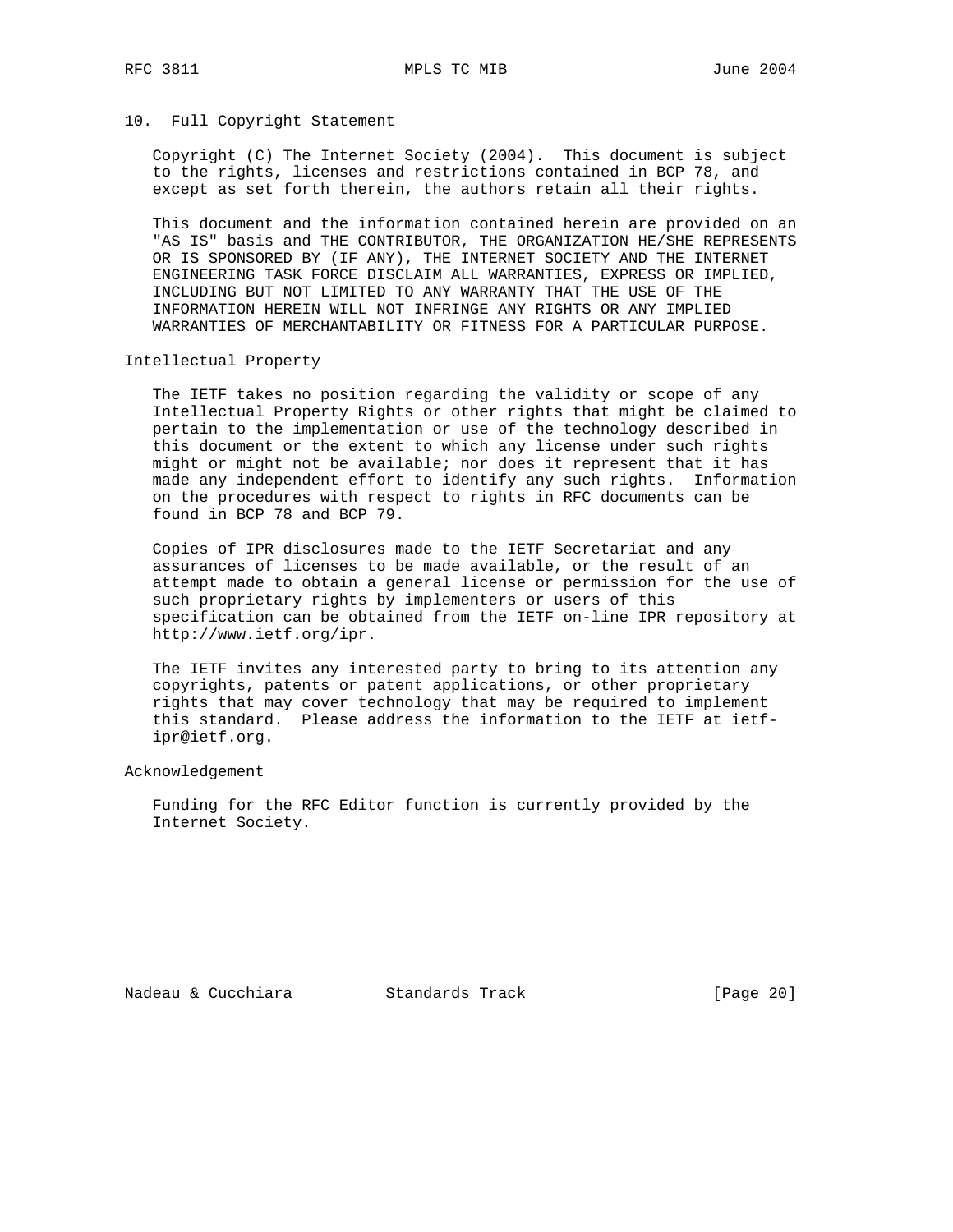## 10. Full Copyright Statement

Copyright (C) The Internet Society (2004). This document is subject to the rights, licenses and restrictions contained in BCP 78, and except as set forth therein, the authors retain all their rights.

This document and the information contained herein are provided on an "AS IS" basis and THE CONTRIBUTOR, THE ORGANIZATION HE/SHE REPRESENTS OR IS SPONSORED BY (IF ANY), THE INTERNET SOCIETY AND THE INTERNET ENGINEERING TASK FORCE DISCLAIM ALL WARRANTIES, EXPRESS OR IMPLIED, INCLUDING BUT NOT LIMITED TO ANY WARRANTY THAT THE USE OF THE INFORMATION HEREIN WILL NOT INFRINGE ANY RIGHTS OR ANY IMPLIED WARRANTIES OF MERCHANTABILITY OR FITNESS FOR A PARTICULAR PURPOSE.

## Intellectual Property

The IETF takes no position regarding the validity or scope of any Intellectual Property Rights or other rights that might be claimed to pertain to the implementation or use of the technology described in this document or the extent to which any license under such rights might or might not be available; nor does it represent that it has made any independent effort to identify any such rights. Information on the procedures with respect to rights in RFC documents can be found in BCP 78 and BCP 79.

Copies of IPR disclosures made to the IETF Secretariat and any assurances of licenses to be made available, or the result of an attempt made to obtain a general license or permission for the use of such proprietary rights by implementers or users of this specification can be obtained from the IETF on-line IPR repository at http://www.ietf.org/ipr.

The IETF invites any interested party to bring to its attention any copyrights, patents or patent applications, or other proprietary rights that may cover technology that may be required to implement this standard. Please address the information to the IETF at ietf-ipr@ietf.org.

## Acknowledgement

Funding for the RFC Editor function is currently provided by the Internet Society.